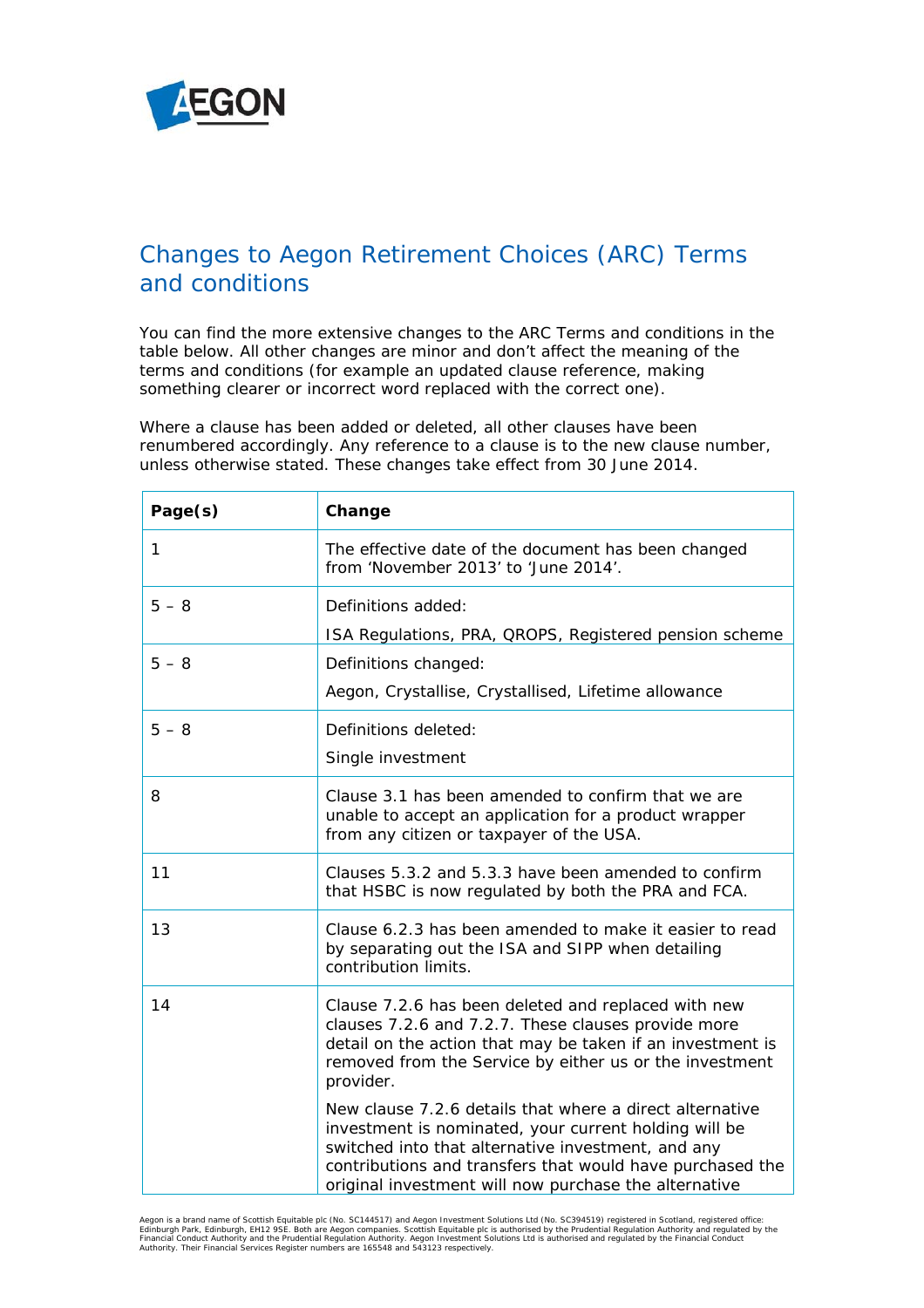# Changes to Aegon Retirement Choices (ARC) Terms and conditions

You can find the more extensive changes to the ARC Terms and conditions in the table below. All other changes are minor and don't affect the meaning of the terms and conditions (for example an updated clause reference, making something clearer or incorrect word replaced with the correct one).

Where a clause has been added or deleted, all other clauses have been renumbered accordingly. Any reference to a clause is to the new clause number, unless otherwise stated. These changes take effect from 30 June 2014.

| Page(s) | Change |
|---|---|
| 1 | The effective date of the document has been changed from 'November 2013' to 'June 2014'. |
| 5 – 8 | Definitions added:<br>ISA Regulations, PRA, QROPS, Registered pension scheme |
| 5 – 8 | Definitions changed:<br>Aegon, Crystallise, Crystallised, Lifetime allowance |
| 5 – 8 | Definitions deleted:<br>Single investment |
| 8 | Clause 3.1 has been amended to confirm that we are unable to accept an application for a product wrapper from any citizen or taxpayer of the USA. |
| 11 | Clauses 5.3.2 and 5.3.3 have been amended to confirm that HSBC is now regulated by both the PRA and FCA. |
| 13 | Clause 6.2.3 has been amended to make it easier to read by separating out the ISA and SIPP when detailing contribution limits. |
| 14 | Clause 7.2.6 has been deleted and replaced with new clauses 7.2.6 and 7.2.7. These clauses provide more detail on the action that may be taken if an investment is removed from the Service by either us or the investment provider.<br>New clause 7.2.6 details that where a direct alternative investment is nominated, your current holding will be switched into that alternative investment, and any contributions and transfers that would have purchased the original investment will now purchase the alternative |

Aegon is a brand name of Scottish Equitable plc (No. SC144517) and Aegon Investment Solutions Ltd (No. SC394519) registered in Scotland, registered office: Edinburgh Park, Edinburgh, EH12 9SE. Both are Aegon companies. Scottish Equitable plc is authorised by the Prudential Regulation Authority and regulated by the Financial Conduct Authority and the Prudential Regulation Authority. Aegon Investment Solutions Ltd is authorised and regulated by the Financial Conduct Authority. Their Financial Services Register numbers are 165548 and 543123 respectively.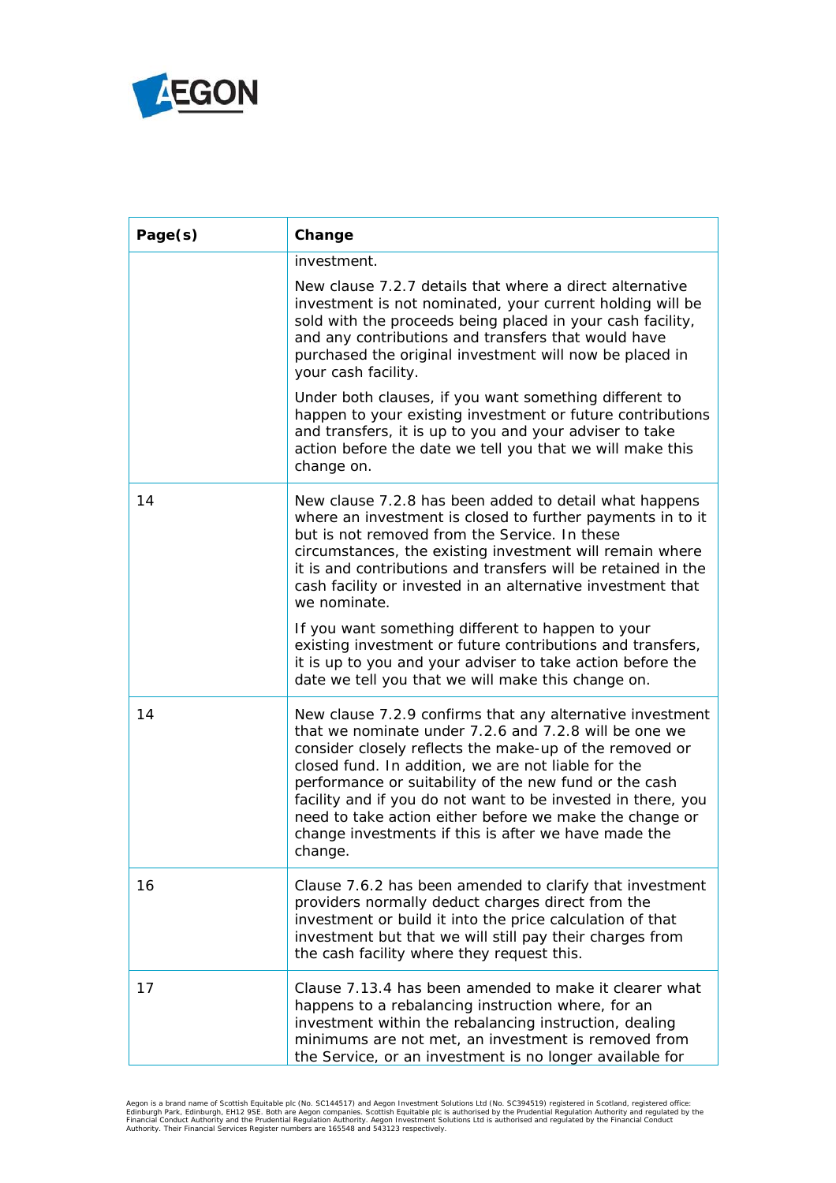| Page(s) | Change |
|---|---|
| | investment.<br><br>New clause 7.2.7 details that where a direct alternative investment is not nominated, your current holding will be sold with the proceeds being placed in your cash facility, and any contributions and transfers that would have purchased the original investment will now be placed in your cash facility.<br><br>Under both clauses, if you want something different to happen to your existing investment or future contributions and transfers, it is up to you and your adviser to take action before the date we tell you that we will make this change on. |
| 14 | New clause 7.2.8 has been added to detail what happens where an investment is closed to further payments in to it but is not removed from the Service. In these circumstances, the existing investment will remain where it is and contributions and transfers will be retained in the cash facility or invested in an alternative investment that we nominate.<br><br>If you want something different to happen to your existing investment or future contributions and transfers, it is up to you and your adviser to take action before the date we tell you that we will make this change on. |
| 14 | New clause 7.2.9 confirms that any alternative investment that we nominate under 7.2.6 and 7.2.8 will be one we consider closely reflects the make-up of the removed or closed fund. In addition, we are not liable for the performance or suitability of the new fund or the cash facility and if you do not want to be invested in there, you need to take action either before we make the change or change investments if this is after we have made the change. |
| 16 | Clause 7.6.2 has been amended to clarify that investment providers normally deduct charges direct from the investment or build it into the price calculation of that investment but that we will still pay their charges from the cash facility where they request this. |
| 17 | Clause 7.13.4 has been amended to make it clearer what happens to a rebalancing instruction where, for an investment within the rebalancing instruction, dealing minimums are not met, an investment is removed from the Service, or an investment is no longer available for |

Aegon is a brand name of Scottish Equitable plc (No. SC144517) and Aegon Investment Solutions Ltd (No. SC394519) registered in Scotland, registered office: Edinburgh Park, Edinburgh, EH12 9SE. Both are Aegon companies. Scottish Equitable plc is authorised by the Prudential Regulation Authority and regulated by the Financial Conduct Authority and the Prudential Regulation Authority. Aegon Investment Solutions Ltd is authorised and regulated by the Financial Conduct Authority. Their Financial Services Register numbers are 165548 and 543123 respectively.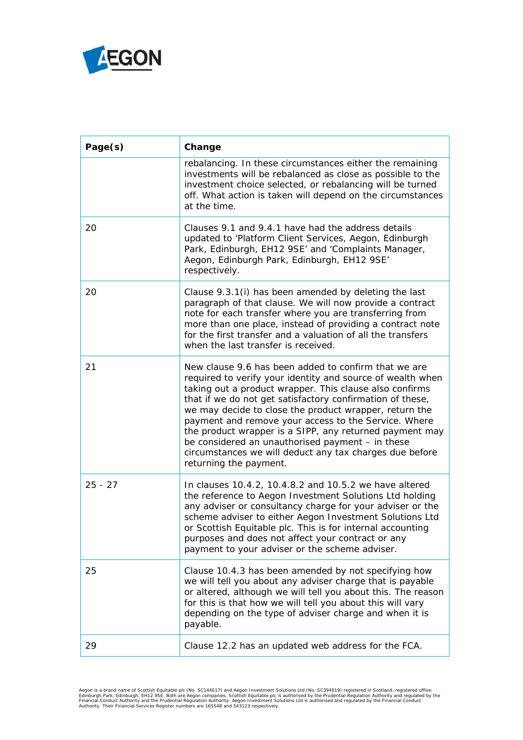| Page(s) | Change |
|---|---|
| | rebalancing. In these circumstances either the remaining investments will be rebalanced as close as possible to the investment choice selected, or rebalancing will be turned off. What action is taken will depend on the circumstances at the time. |
| 20 | Clauses 9.1 and 9.4.1 have had the address details updated to 'Platform Client Services, Aegon, Edinburgh Park, Edinburgh, EH12 9SE' and 'Complaints Manager, Aegon, Edinburgh Park, Edinburgh, EH12 9SE' respectively. |
| 20 | Clause 9.3.1(i) has been amended by deleting the last paragraph of that clause. We will now provide a contract note for each transfer where you are transferring from more than one place, instead of providing a contract note for the first transfer and a valuation of all the transfers when the last transfer is received. |
| 21 | New clause 9.6 has been added to confirm that we are required to verify your identity and source of wealth when taking out a product wrapper. This clause also confirms that if we do not get satisfactory confirmation of these, we may decide to close the product wrapper, return the payment and remove your access to the Service. Where the product wrapper is a SIPP, any returned payment may be considered an unauthorised payment – in these circumstances we will deduct any tax charges due before returning the payment. |
| 25 - 27 | In clauses 10.4.2, 10.4.8.2 and 10.5.2 we have altered the reference to Aegon Investment Solutions Ltd holding any adviser or consultancy charge for your adviser or the scheme adviser to either Aegon Investment Solutions Ltd or Scottish Equitable plc. This is for internal accounting purposes and does not affect your contract or any payment to your adviser or the scheme adviser. |
| 25 | Clause 10.4.3 has been amended by not specifying how we will tell you about any adviser charge that is payable or altered, although we will tell you about this. The reason for this is that how we will tell you about this will vary depending on the type of adviser charge and when it is payable. |
| 29 | Clause 12.2 has an updated web address for the FCA. |

Aegon is a brand name of Scottish Equitable plc (No. SC144517) and Aegon Investment Solutions Ltd (No. SC394519) registered in Scotland, registered office: Edinburgh Park, Edinburgh, EH12 9SE. Both are Aegon companies. Scottish Equitable plc is authorised by the Prudential Regulation Authority and regulated by the Financial Conduct Authority and the Prudential Regulation Authority. Aegon Investment Solutions Ltd is authorised and regulated by the Financial Conduct Authority. Their Financial Services Register numbers are 165548 and 543123 respectively.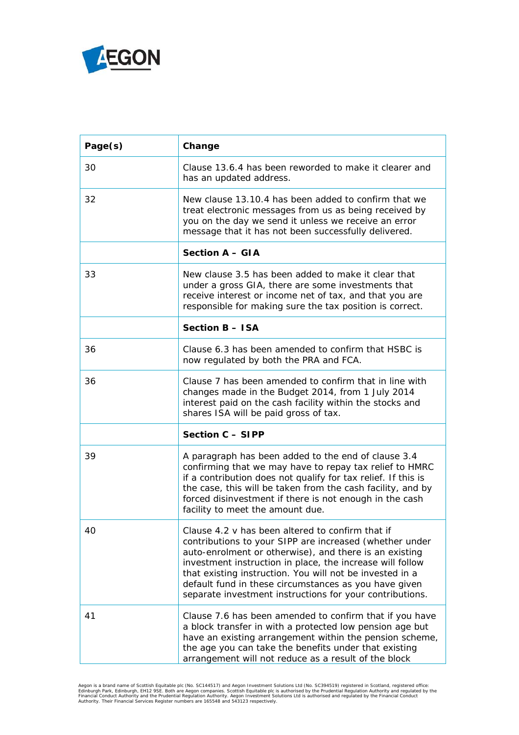| Page(s) | Change |
|---|---|
| 30 | Clause 13.6.4 has been reworded to make it clearer and has an updated address. |
| 32 | New clause 13.10.4 has been added to confirm that we treat electronic messages from us as being received by you on the day we send it unless we receive an error message that it has not been successfully delivered. |
| | **Section A – GIA** |
| 33 | New clause 3.5 has been added to make it clear that under a gross GIA, there are some investments that receive interest or income net of tax, and that you are responsible for making sure the tax position is correct. |
| | **Section B – ISA** |
| 36 | Clause 6.3 has been amended to confirm that HSBC is now regulated by both the PRA and FCA. |
| 36 | Clause 7 has been amended to confirm that in line with changes made in the Budget 2014, from 1 July 2014 interest paid on the cash facility within the stocks and shares ISA will be paid gross of tax. |
| | **Section C – SIPP** |
| 39 | A paragraph has been added to the end of clause 3.4 confirming that we may have to repay tax relief to HMRC if a contribution does not qualify for tax relief. If this is the case, this will be taken from the cash facility, and by forced disinvestment if there is not enough in the cash facility to meet the amount due. |
| 40 | Clause 4.2 v has been altered to confirm that if contributions to your SIPP are increased (whether under auto-enrolment or otherwise), and there is an existing investment instruction in place, the increase will follow that existing instruction. You will not be invested in a default fund in these circumstances as you have given separate investment instructions for your contributions. |
| 41 | Clause 7.6 has been amended to confirm that if you have a block transfer in with a protected low pension age but have an existing arrangement within the pension scheme, the age you can take the benefits under that existing arrangement will not reduce as a result of the block |

Aegon is a brand name of Scottish Equitable plc (No. SC144517) and Aegon Investment Solutions Ltd (No. SC394519) registered in Scotland, registered office: Edinburgh Park, Edinburgh, EH12 9SE. Both are Aegon companies. Scottish Equitable plc is authorised by the Prudential Regulation Authority and regulated by the Financial Conduct Authority and the Prudential Regulation Authority. Aegon Investment Solutions Ltd is authorised and regulated by the Financial Conduct Authority. Their Financial Services Register numbers are 165548 and 543123 respectively.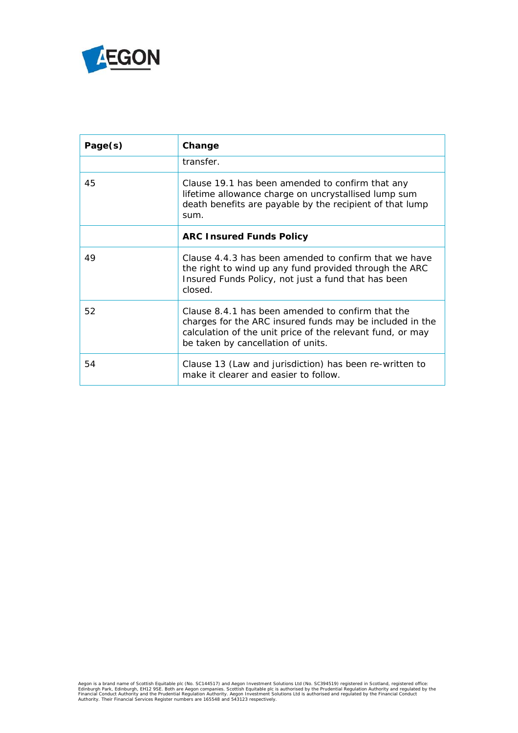| Page(s) | Change |
| --- | --- |
| | transfer. |
| 45 | Clause 19.1 has been amended to confirm that any lifetime allowance charge on uncrystallised lump sum death benefits are payable by the recipient of that lump sum. |
| | **ARC Insured Funds Policy** |
| 49 | Clause 4.4.3 has been amended to confirm that we have the right to wind up any fund provided through the ARC Insured Funds Policy, not just a fund that has been closed. |
| 52 | Clause 8.4.1 has been amended to confirm that the charges for the ARC insured funds may be included in the calculation of the unit price of the relevant fund, or may be taken by cancellation of units. |
| 54 | Clause 13 (Law and jurisdiction) has been re-written to make it clearer and easier to follow. |

Aegon is a brand name of Scottish Equitable plc (No. SC144517) and Aegon Investment Solutions Ltd (No. SC394519) registered in Scotland, registered office: Edinburgh Park, Edinburgh, EH12 9SE. Both are Aegon companies. Scottish Equitable plc is authorised by the Prudential Regulation Authority and regulated by the Financial Conduct Authority and the Prudential Regulation Authority. Aegon Investment Solutions Ltd is authorised and regulated by the Financial Conduct Authority. Their Financial Services Register numbers are 165548 and 543123 respectively.